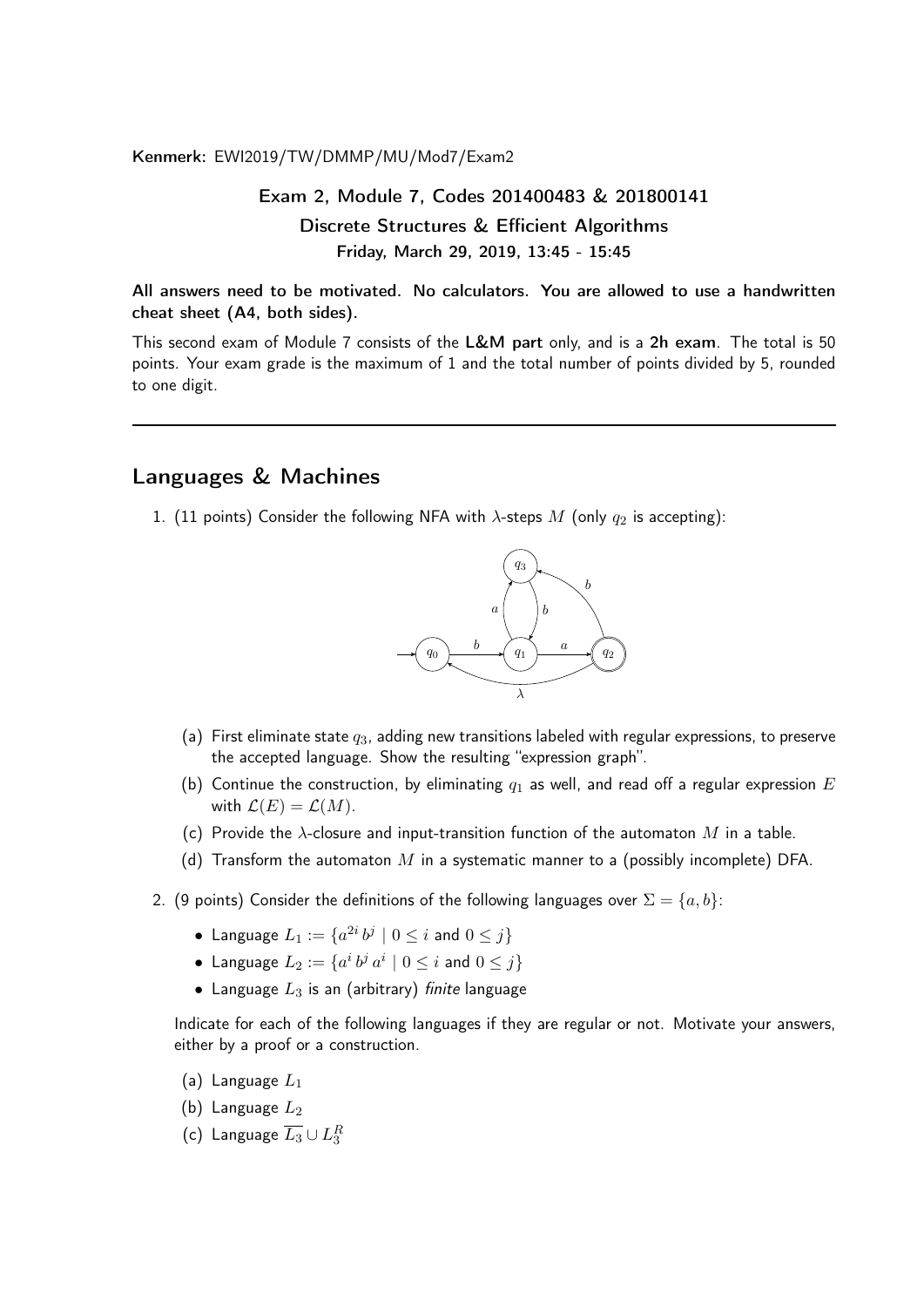**Kenmerk:** EWI2019/TW/DMMP/MU/Mod7/Exam2

**Exam 2, Module 7, Codes 201400483 & 201800141**

**Discrete Structures & Efficient Algorithms**

**Friday, March 29, 2019, 13:45 - 15:45**

**All answers need to be motivated. No calculators. You are allowed to use a handwritten cheat sheet (A4, both sides).**

This second exam of Module 7 consists of the **L&M part** only, and is a **2h exam**. The total is 50 points. Your exam grade is the maximum of 1 and the total number of points divided by 5, rounded to one digit.

---

## Languages & Machines

1. (11 points) Consider the following NFA with $\lambda$-steps $M$ (only $q_2$ is accepting):

   (a) First eliminate state $q_3$, adding new transitions labeled with regular expressions, to preserve the accepted language. Show the resulting "expression graph".

   (b) Continue the construction, by eliminating $q_1$ as well, and read off a regular expression $E$ with $\mathcal{L}(E) = \mathcal{L}(M)$.

   (c) Provide the $\lambda$-closure and input-transition function of the automaton $M$ in a table.

   (d) Transform the automaton $M$ in a systematic manner to a (possibly incomplete) DFA.

2. (9 points) Consider the definitions of the following languages over $\Sigma = \{a, b\}$:

   - Language $L_1 := \{a^{2i}\, b^j \mid 0 \leq i \text{ and } 0 \leq j\}$
   - Language $L_2 := \{a^i\, b^j\, a^i \mid 0 \leq i \text{ and } 0 \leq j\}$
   - Language $L_3$ is an (arbitrary) *finite* language

   Indicate for each of the following languages if they are regular or not. Motivate your answers, either by a proof or a construction.

   (a) Language $L_1$

   (b) Language $L_2$

   (c) Language $\overline{L_3} \cup L_3^R$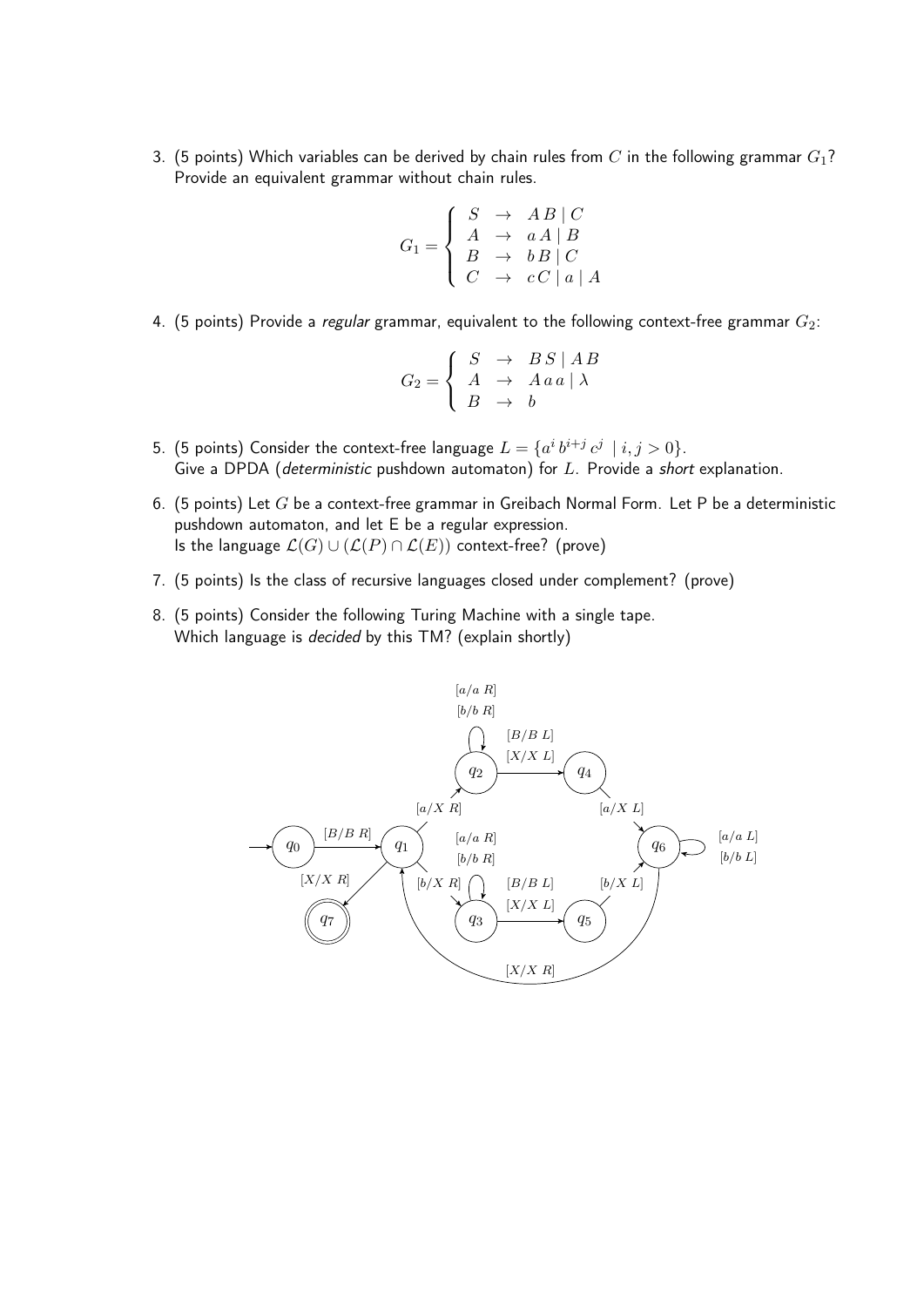3. (5 points) Which variables can be derived by chain rules from $C$ in the following grammar $G_1$? Provide an equivalent grammar without chain rules.

$$G_1 = \left\{ \begin{array}{lcl} S & \rightarrow & A\,B \mid C \\ A & \rightarrow & a\,A \mid B \\ B & \rightarrow & b\,B \mid C \\ C & \rightarrow & c\,C \mid a \mid A \end{array} \right.$$

4. (5 points) Provide a *regular* grammar, equivalent to the following context-free grammar $G_2$:

$$G_2 = \left\{ \begin{array}{lcl} S & \rightarrow & B\,S \mid A\,B \\ A & \rightarrow & A\,a\,a \mid \lambda \\ B & \rightarrow & b \end{array} \right.$$

5. (5 points) Consider the context-free language $L = \{a^i\, b^{i+j}\, c^j \mid i, j > 0\}$.
   Give a DPDA (*deterministic* pushdown automaton) for $L$. Provide a *short* explanation.

6. (5 points) Let $G$ be a context-free grammar in Greibach Normal Form. Let P be a deterministic pushdown automaton, and let E be a regular expression.
   Is the language $\mathcal{L}(G) \cup (\mathcal{L}(P) \cap \mathcal{L}(E))$ context-free? (prove)

7. (5 points) Is the class of recursive languages closed under complement? (prove)

8. (5 points) Consider the following Turing Machine with a single tape.
   Which language is *decided* by this TM? (explain shortly)

$q_0$ $q_1$ $q_2$ $q_3$ $q_4$ $q_5$ $q_6$ $q_7$

$[B/B\ R]$ $[X/X\ R]$ $[a/X\ R]$ $[b/X\ R]$

$[a/a\ R]$ $[b/b\ R]$ $[B/B\ L]$ $[X/X\ L]$

$[a/a\ R]$ $[b/b\ R]$ $[B/B\ L]$ $[X/X\ L]$

$[a/X\ L]$ $[b/X\ L]$ $[a/a\ L]$ $[b/b\ L]$ $[X/X\ R]$